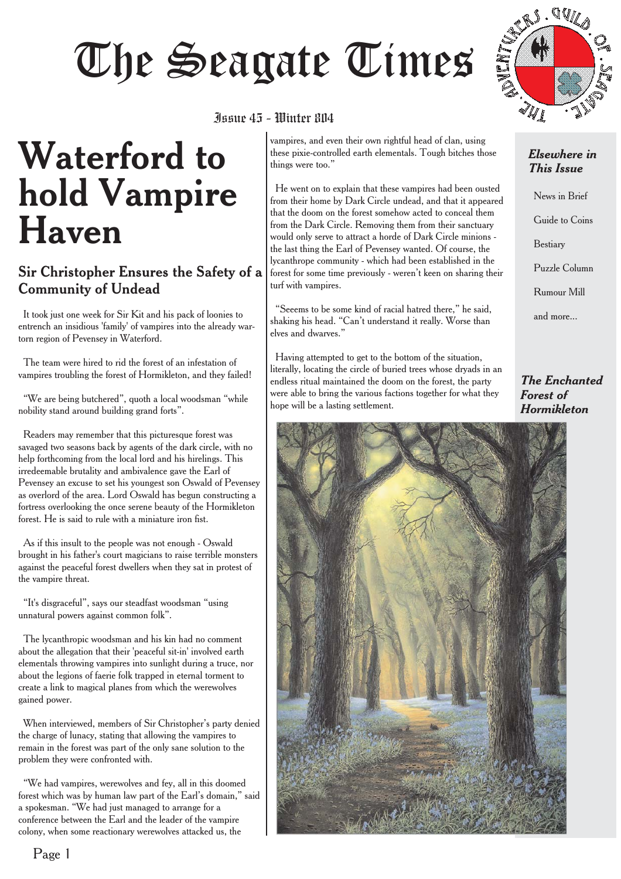# The Seagate Times

Issue 45 - Winter 804

# Waterford to hold Vampire Haven

## Sir Christopher Ensures the Safety of a Community of Undead

It took just one week for Sir Kit and his pack of loonies to entrench an insidious 'family' of vampires into the already war-torn region of Pevensey in Waterford.

The team were hired to rid the forest of an infestation of vampires troubling the forest of Hormikleton, and they failed!

"We are being butchered", quoth a local woodsman "while nobility stand around building grand forts".

Readers may remember that this picturesque forest was savaged two seasons back by agents of the dark circle, with no help forthcoming from the local lord and his hirelings. This irredeemable brutality and ambivalence gave the Earl of Pevensey an excuse to set his youngest son Oswald of Pevensey as overlord of the area. Lord Oswald has begun constructing a fortress overlooking the once serene beauty of the Hormikleton forest. He is said to rule with a miniature iron fist.

As if this insult to the people was not enough - Oswald brought in his father's court magicians to raise terrible monsters against the peaceful forest dwellers when they sat in protest of the vampire threat.

"It's disgraceful", says our steadfast woodsman "using unnatural powers against common folk".

The lycanthropic woodsman and his kin had no comment about the allegation that their 'peaceful sit-in' involved earth elementals throwing vampires into sunlight during a truce, nor about the legions of faerie folk trapped in eternal torment to create a link to magical planes from which the werewolves gained power.

When interviewed, members of Sir Christopher's party denied the charge of lunacy, stating that allowing the vampires to remain in the forest was part of the only sane solution to the problem they were confronted with.

"We had vampires, werewolves and fey, all in this doomed forest which was by human law part of the Earl's domain," said a spokesman. "We had just managed to arrange for a conference between the Earl and the leader of the vampire colony, when some reactionary werewolves attacked us, the vampires, and even their own rightful head of clan, using these pixie-controlled earth elementals. Tough bitches those things were too."

He went on to explain that these vampires had been ousted from their home by Dark Circle undead, and that it appeared that the doom on the forest somehow acted to conceal them from the Dark Circle. Removing them from their sanctuary would only serve to attract a horde of Dark Circle minions - the last thing the Earl of Pevensey wanted. Of course, the lycanthrope community - which had been established in the forest for some time previously - weren't keen on sharing their turf with vampires.

"Seeems to be some kind of racial hatred there," he said, shaking his head. "Can't understand it really. Worse than elves and dwarves."

Having attempted to get to the bottom of the situation, literally, locating the circle of buried trees whose dryads in an endless ritual maintained the doom on the forest, the party were able to bring the various factions together for what they hope will be a lasting settlement.

*The Enchanted Forest of Hormikleton*

***Elsewhere in This Issue***

- News in Brief
- Guide to Coins
- Bestiary
- Puzzle Column
- Rumour Mill
- and more...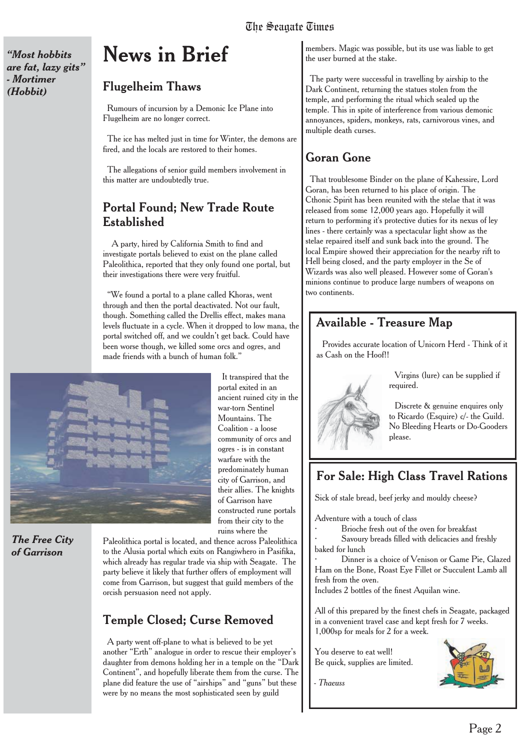*"Most hobbits are fat, lazy gits" - Mortimer (Hobbit)*

# News in Brief

## Flugelheim Thaws

Rumours of incursion by a Demonic Ice Plane into Flugelheim are no longer correct.

The ice has melted just in time for Winter, the demons are fired, and the locals are restored to their homes.

The allegations of senior guild members involvement in this matter are undoubtedly true.

## Portal Found; New Trade Route Established

A party, hired by California Smith to find and investigate portals believed to exist on the plane called Paleolithica, reported that they only found one portal, but their investigations there were very fruitful.

"We found a portal to a plane called Khoras, went through and then the portal deactivated. Not our fault, though. Something called the Drellis effect, makes mana levels fluctuate in a cycle. When it dropped to low mana, the portal switched off, and we couldn't get back. Could have been worse though, we killed some orcs and ogres, and made friends with a bunch of human folk."

It transpired that the portal exited in an ancient ruined city in the war-torn Sentinel Mountains. The Coalition - a loose community of orcs and ogres - is in constant warfare with the predominately human city of Garrison, and their allies. The knights of Garrison have constructed rune portals from their city to the ruins where the Paleolithica portal is located, and thence across Paleolithica to the Alusia portal which exits on Rangiwhero in Pasifika, which already has regular trade via ship with Seagate. The party believe it likely that further offers of employment will come from Garrison, but suggest that guild members of the orcish persuasion need not apply.

*The Free City of Garrison*

## Temple Closed; Curse Removed

A party went off-plane to what is believed to be yet another "Erth" analogue in order to rescue their employer's daughter from demons holding her in a temple on the "Dark Continent", and hopefully liberate them from the curse. The plane did feature the use of "airships" and "guns" but these were by no means the most sophisticated seen by guild members. Magic was possible, but its use was liable to get the user burned at the stake.

The party were successful in travelling by airship to the Dark Continent, returning the statues stolen from the temple, and performing the ritual which sealed up the temple. This in spite of interference from various demonic annoyances, spiders, monkeys, rats, carnivorous vines, and multiple death curses.

## Goran Gone

That troublesome Binder on the plane of Kahessire, Lord Goran, has been returned to his place of origin. The Cthonic Spirit has been reunited with the stelae that it was released from some 12,000 years ago. Hopefully it will return to performing it's protective duties for its nexus of ley lines - there certainly was a spectacular light show as the stelae repaired itself and sunk back into the ground. The local Empire showed their appreciation for the nearby rift to Hell being closed, and the party employer in the Se of Wizards was also well pleased. However some of Goran's minions continue to produce large numbers of weapons on two continents.

## Available - Treasure Map

Provides accurate location of Unicorn Herd - Think of it as Cash on the Hoof!!

Virgins (lure) can be supplied if required.

Discrete & genuine enquires only to Ricardo (Esquire) c/- the Guild. No Bleeding Hearts or Do-Gooders please.

## For Sale: High Class Travel Rations

Sick of stale bread, beef jerky and mouldy cheese?

Adventure with a touch of class

- Brioche fresh out of the oven for breakfast
- Savoury breads filled with delicacies and freshly baked for lunch
- Dinner is a choice of Venison or Game Pie, Glazed Ham on the Bone, Roast Eye Fillet or Succulent Lamb all fresh from the oven.

Includes 2 bottles of the finest Aquilan wine.

All of this prepared by the finest chefs in Seagate, packaged in a convenient travel case and kept fresh for 7 weeks. 1,000sp for meals for 2 for a week.

You deserve to eat well!
Be quick, supplies are limited.

*- Thaeuss*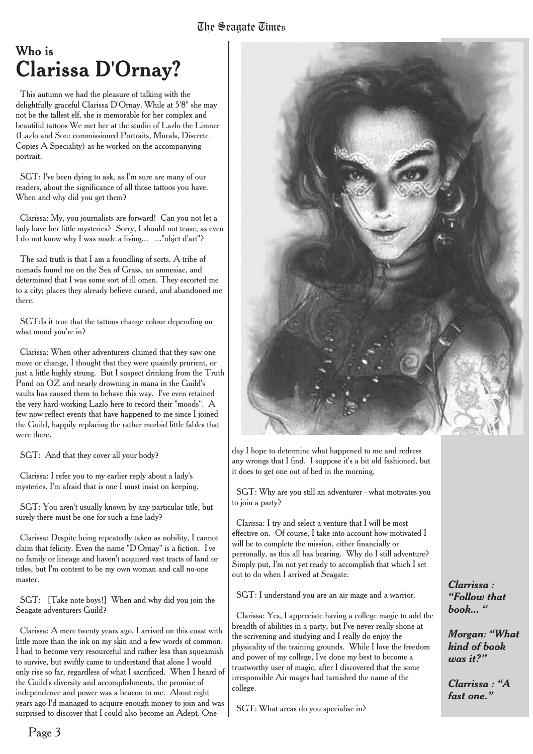# Who is Clarissa D'Ornay?

This autumn we had the pleasure of talking with the delightfully graceful Clarissa D'Ornay. While at 5'8" she may not be the tallest elf, she is memorable for her complex and beautiful tattoos We met her at the studio of Lazlo the Limner (Lazlo and Son: commissioned Portraits, Murals, Discrete Copies A Speciality) as he worked on the accompanying portrait.

SGT: I've been dying to ask, as I'm sure are many of our readers, about the significance of all those tattoos you have. When and why did you get them?

Clarissa: My, you journalists are forward! Can you not let a lady have her little mysteries? Sorry, I should not tease, as even I do not know why I was made a living... ..."objet d'art"?

The sad truth is that I am a foundling of sorts. A tribe of nomads found me on the Sea of Grass, an amnesiac, and determined that I was some sort of ill omen. They escorted me to a city; places they already believe cursed, and abandoned me there.

SGT:Is it true that the tattoos change colour depending on what mood you're in?

Clarissa: When other adventurers claimed that they saw one move or change, I thought that they were quaintly prurient, or just a little highly strung. But I suspect drinking from the Truth Pond on OZ and nearly drowning in mana in the Guild's vaults has caused them to behave this way. I've even retained the very hard-working Lazlo here to record their "moods". A few now reflect events that have happened to me since I joined the Guild, happily replacing the rather morbid little fables that were there.

SGT: And that they cover all your body?

Clarissa: I refer you to my earlier reply about a lady's mysteries. I'm afraid that is one I must insist on keeping.

SGT: You aren't usually known by any particular title, but surely there must be one for such a fine lady?

Clarissa: Despite being repeatedly taken as nobility, I cannot claim that felicity. Even the name "D'Ornay" is a fiction. I've no family or lineage and haven't acquired vast tracts of land or titles, but I'm content to be my own woman and call no-one master.

SGT: [Take note boys!] When and why did you join the Seagate adventurers Guild?

Clarissa: A mere twenty years ago, I arrived on this coast with little more than the ink on my skin and a few words of common. I had to become very resourceful and rather less than squeamish to survive, but swiftly came to understand that alone I would only rise so far, regardless of what I sacrificed. When I heard of the Guild's diversity and accomplishments, the promise of independence and power was a beacon to me. About eight years ago I'd managed to acquire enough money to join and was surprised to discover that I could also become an Adept. One day I hope to determine what happened to me and redress any wrongs that I find. I suppose it's a bit old fashioned, but it does to get one out of bed in the morning.

SGT: Why are you still an adventurer - what motivates you to join a party?

Clarissa: I try and select a venture that I will be most effective on. Of course, I take into account how motivated I will be to complete the mission, either financially or personally, as this all has bearing. Why do I still adventure? Simply put, I'm not yet ready to accomplish that which I set out to do when I arrived at Seagate.

SGT: I understand you are an air mage and a warrior.

Clarissa: Yes, I appreciate having a college magic to add the breadth of abilities in a party, but I've never really shone at the scrivening and studying and I really do enjoy the physicality of the training grounds. While I love the freedom and power of my college, I've done my best to become a trustworthy user of magic, after I discovered that the some irresponsible Air mages had tarnished the name of the college.

SGT: What areas do you specialise in?

***Clarrissa : "Follow that book... "***

***Morgan: "What kind of book was it?"***

***Clarrissa : "A fast one."***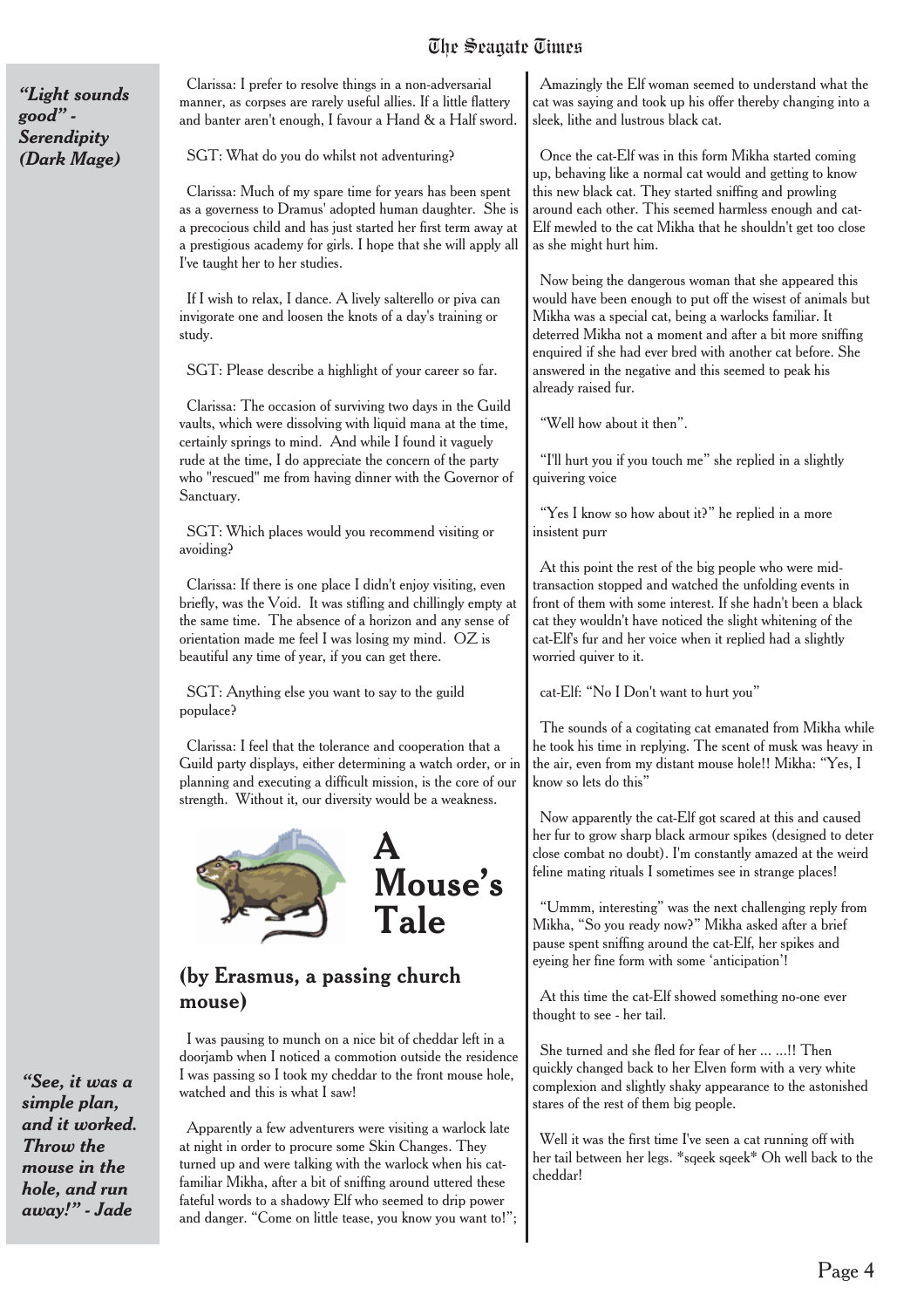*"Light sounds good" - Serendipity (Dark Mage)*

Clarissa: I prefer to resolve things in a non-adversarial manner, as corpses are rarely useful allies. If a little flattery and banter aren't enough, I favour a Hand & a Half sword.

SGT: What do you do whilst not adventuring?

Clarissa: Much of my spare time for years has been spent as a governess to Dramus' adopted human daughter. She is a precocious child and has just started her first term away at a prestigious academy for girls. I hope that she will apply all I've taught her to her studies.

If I wish to relax, I dance. A lively salterello or piva can invigorate one and loosen the knots of a day's training or study.

SGT: Please describe a highlight of your career so far.

Clarissa: The occasion of surviving two days in the Guild vaults, which were dissolving with liquid mana at the time, certainly springs to mind. And while I found it vaguely rude at the time, I do appreciate the concern of the party who "rescued" me from having dinner with the Governor of Sanctuary.

SGT: Which places would you recommend visiting or avoiding?

Clarissa: If there is one place I didn't enjoy visiting, even briefly, was the Void. It was stifling and chillingly empty at the same time. The absence of a horizon and any sense of orientation made me feel I was losing my mind. OZ is beautiful any time of year, if you can get there.

SGT: Anything else you want to say to the guild populace?

Clarissa: I feel that the tolerance and cooperation that a Guild party displays, either determining a watch order, or in planning and executing a difficult mission, is the core of our strength. Without it, our diversity would be a weakness.

# A Mouse's Tale

## (by Erasmus, a passing church mouse)

I was pausing to munch on a nice bit of cheddar left in a doorjamb when I noticed a commotion outside the residence I was passing so I took my cheddar to the front mouse hole, watched and this is what I saw!

Apparently a few adventurers were visiting a warlock late at night in order to procure some Skin Changes. They turned up and were talking with the warlock when his cat-familiar Mikha, after a bit of sniffing around uttered these fateful words to a shadowy Elf who seemed to drip power and danger. "Come on little tease, you know you want to!";

Amazingly the Elf woman seemed to understand what the cat was saying and took up his offer thereby changing into a sleek, lithe and lustrous black cat.

Once the cat-Elf was in this form Mikha started coming up, behaving like a normal cat would and getting to know this new black cat. They started sniffing and prowling around each other. This seemed harmless enough and cat-Elf mewled to the cat Mikha that he shouldn't get too close as she might hurt him.

Now being the dangerous woman that she appeared this would have been enough to put off the wisest of animals but Mikha was a special cat, being a warlocks familiar. It deterred Mikha not a moment and after a bit more sniffing enquired if she had ever bred with another cat before. She answered in the negative and this seemed to peak his already raised fur.

"Well how about it then".

"I'll hurt you if you touch me" she replied in a slightly quivering voice

"Yes I know so how about it?" he replied in a more insistent purr

At this point the rest of the big people who were mid-transaction stopped and watched the unfolding events in front of them with some interest. If she hadn't been a black cat they wouldn't have noticed the slight whitening of the cat-Elf's fur and her voice when it replied had a slightly worried quiver to it.

cat-Elf: "No I Don't want to hurt you"

The sounds of a cogitating cat emanated from Mikha while he took his time in replying. The scent of musk was heavy in the air, even from my distant mouse hole!! Mikha: "Yes, I know so lets do this"

Now apparently the cat-Elf got scared at this and caused her fur to grow sharp black armour spikes (designed to deter close combat no doubt). I'm constantly amazed at the weird feline mating rituals I sometimes see in strange places!

"Ummm, interesting" was the next challenging reply from Mikha, "So you ready now?" Mikha asked after a brief pause spent sniffing around the cat-Elf, her spikes and eyeing her fine form with some 'anticipation'!

At this time the cat-Elf showed something no-one ever thought to see - her tail.

She turned and she fled for fear of her ... ...!! Then quickly changed back to her Elven form with a very white complexion and slightly shaky appearance to the astonished stares of the rest of them big people.

Well it was the first time I've seen a cat running off with her tail between her legs. *sqeek sqeek* Oh well back to the cheddar!

*"See, it was a simple plan, and it worked. Throw the mouse in the hole, and run away!" - Jade*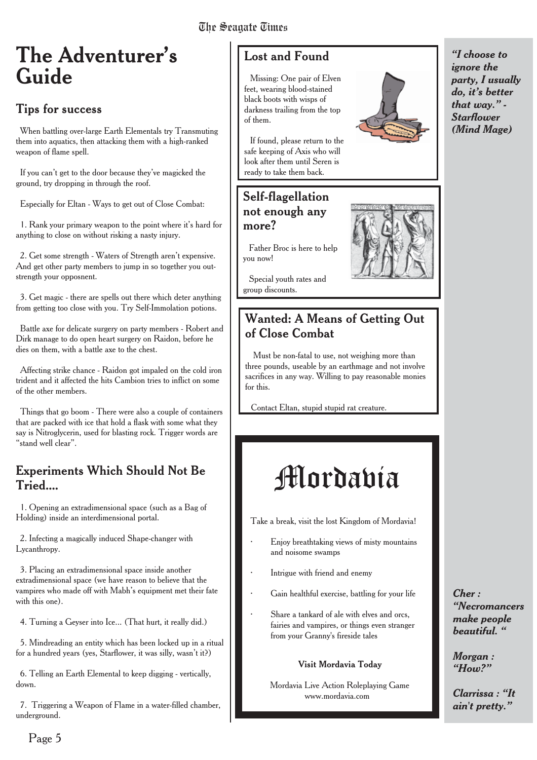# The Adventurer's Guide

## Tips for success

When battling over-large Earth Elementals try Transmuting them into aquatics, then attacking them with a high-ranked weapon of flame spell.

If you can't get to the door because they've magicked the ground, try dropping in through the roof.

Especially for Eltan - Ways to get out of Close Combat:

1. Rank your primary weapon to the point where it's hard for anything to close on without risking a nasty injury.

2. Get some strength - Waters of Strength aren't expensive. And get other party members to jump in so together you out-strength your opposnent.

3. Get magic - there are spells out there which deter anything from getting too close with you. Try Self-Immolation potions.

Battle axe for delicate surgery on party members - Robert and Dirk manage to do open heart surgery on Raidon, before he dies on them, with a battle axe to the chest.

Affecting strike chance - Raidon got impaled on the cold iron trident and it affected the hits Cambion tries to inflict on some of the other members.

Things that go boom - There were also a couple of containers that are packed with ice that hold a flask with some what they say is Nitroglycerin, used for blasting rock. Trigger words are "stand well clear".

## Experiments Which Should Not Be Tried....

1. Opening an extradimensional space (such as a Bag of Holding) inside an interdimensional portal.

2. Infecting a magically induced Shape-changer with Lycanthropy.

3. Placing an extradimensional space inside another extradimensional space (we have reason to believe that the vampires who made off with Mabh's equipment met their fate with this one).

4. Turning a Geyser into Ice... (That hurt, it really did.)

5. Mindreading an entity which has been locked up in a ritual for a hundred years (yes, Starflower, it was silly, wasn't it?)

6. Telling an Earth Elemental to keep digging - vertically, down.

7. Triggering a Weapon of Flame in a water-filled chamber, underground.

## Lost and Found

Missing: One pair of Elven feet, wearing blood-stained black boots with wisps of darkness trailing from the top of them.

If found, please return to the safe keeping of Axis who will look after them until Seren is ready to take them back.

## Self-flagellation not enough any more?

Father Broc is here to help you now!

Special youth rates and group discounts.

## Wanted: A Means of Getting Out of Close Combat

Must be non-fatal to use, not weighing more than three pounds, useable by an earthmage and not involve sacrifices in any way. Willing to pay reasonable monies for this.

Contact Eltan, stupid stupid rat creature.

# Mordavia

Take a break, visit the lost Kingdom of Mordavia!

- Enjoy breathtaking views of misty mountains and noisome swamps
- Intrigue with friend and enemy
- Gain healthful exercise, battling for your life
- Share a tankard of ale with elves and orcs, fairies and vampires, or things even stranger from your Granny's fireside tales

**Visit Mordavia Today**

Mordavia Live Action Roleplaying Game
www.mordavia.com

***"I choose to ignore the party, I usually do, it's better that way." - Starflower (Mind Mage)***

***Cher : "Necromancers make people beautiful. "***

***Morgan : "How?"***

***Clarrissa : "It ain't pretty."***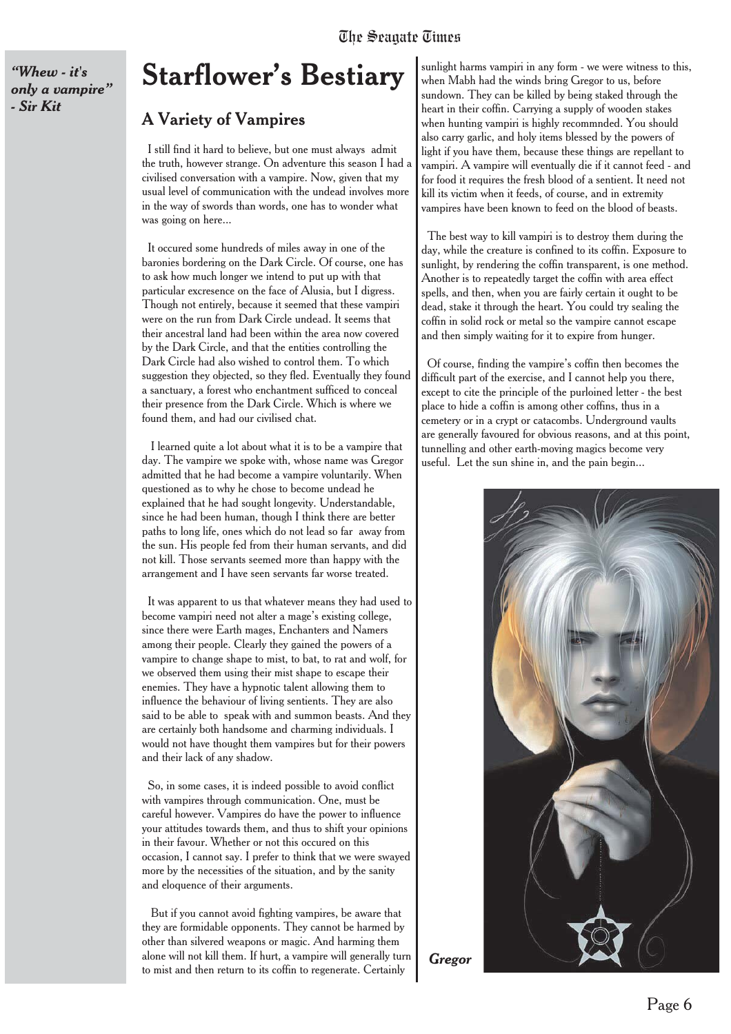*"Whew - it's only a vampire" - Sir Kit*

# Starflower's Bestiary

## A Variety of Vampires

I still find it hard to believe, but one must always admit the truth, however strange. On adventure this season I had a civilised conversation with a vampire. Now, given that my usual level of communication with the undead involves more in the way of swords than words, one has to wonder what was going on here...

It occured some hundreds of miles away in one of the baronies bordering on the Dark Circle. Of course, one has to ask how much longer we intend to put up with that particular excresence on the face of Alusia, but I digress. Though not entirely, because it seemed that these vampiri were on the run from Dark Circle undead. It seems that their ancestral land had been within the area now covered by the Dark Circle, and that the entities controlling the Dark Circle had also wished to control them. To which suggestion they objected, so they fled. Eventually they found a sanctuary, a forest who enchantment sufficed to conceal their presence from the Dark Circle. Which is where we found them, and had our civilised chat.

I learned quite a lot about what it is to be a vampire that day. The vampire we spoke with, whose name was Gregor admitted that he had become a vampire voluntarily. When questioned as to why he chose to become undead he explained that he had sought longevity. Understandable, since he had been human, though I think there are better paths to long life, ones which do not lead so far away from the sun. His people fed from their human servants, and did not kill. Those servants seemed more than happy with the arrangement and I have seen servants far worse treated.

It was apparent to us that whatever means they had used to become vampiri need not alter a mage's existing college, since there were Earth mages, Enchanters and Namers among their people. Clearly they gained the powers of a vampire to change shape to mist, to bat, to rat and wolf, for we observed them using their mist shape to escape their enemies. They have a hypnotic talent allowing them to influence the behaviour of living sentients. They are also said to be able to speak with and summon beasts. And they are certainly both handsome and charming individuals. I would not have thought them vampires but for their powers and their lack of any shadow.

So, in some cases, it is indeed possible to avoid conflict with vampires through communication. One, must be careful however. Vampires do have the power to influence your attitudes towards them, and thus to shift your opinions in their favour. Whether or not this occured on this occasion, I cannot say. I prefer to think that we were swayed more by the necessities of the situation, and by the sanity and eloquence of their arguments.

But if you cannot avoid fighting vampires, be aware that they are formidable opponents. They cannot be harmed by other than silvered weapons or magic. And harming them alone will not kill them. If hurt, a vampire will generally turn to mist and then return to its coffin to regenerate. Certainly sunlight harms vampiri in any form - we were witness to this, when Mabh had the winds bring Gregor to us, before sundown. They can be killed by being staked through the heart in their coffin. Carrying a supply of wooden stakes when hunting vampiri is highly recommnded. You should also carry garlic, and holy items blessed by the powers of light if you have them, because these things are repellant to vampiri. A vampire will eventually die if it cannot feed - and for food it requires the fresh blood of a sentient. It need not kill its victim when it feeds, of course, and in extremity vampires have been known to feed on the blood of beasts.

The best way to kill vampiri is to destroy them during the day, while the creature is confined to its coffin. Exposure to sunlight, by rendering the coffin transparent, is one method. Another is to repeatedly target the coffin with area effect spells, and then, when you are fairly certain it ought to be dead, stake it through the heart. You could try sealing the coffin in solid rock or metal so the vampire cannot escape and then simply waiting for it to expire from hunger.

Of course, finding the vampire's coffin then becomes the difficult part of the exercise, and I cannot help you there, except to cite the principle of the purloined letter - the best place to hide a coffin is among other coffins, thus in a cemetery or in a crypt or catacombs. Underground vaults are generally favoured for obvious reasons, and at this point, tunnelling and other earth-moving magics become very useful. Let the sun shine in, and the pain begin...

***Gregor***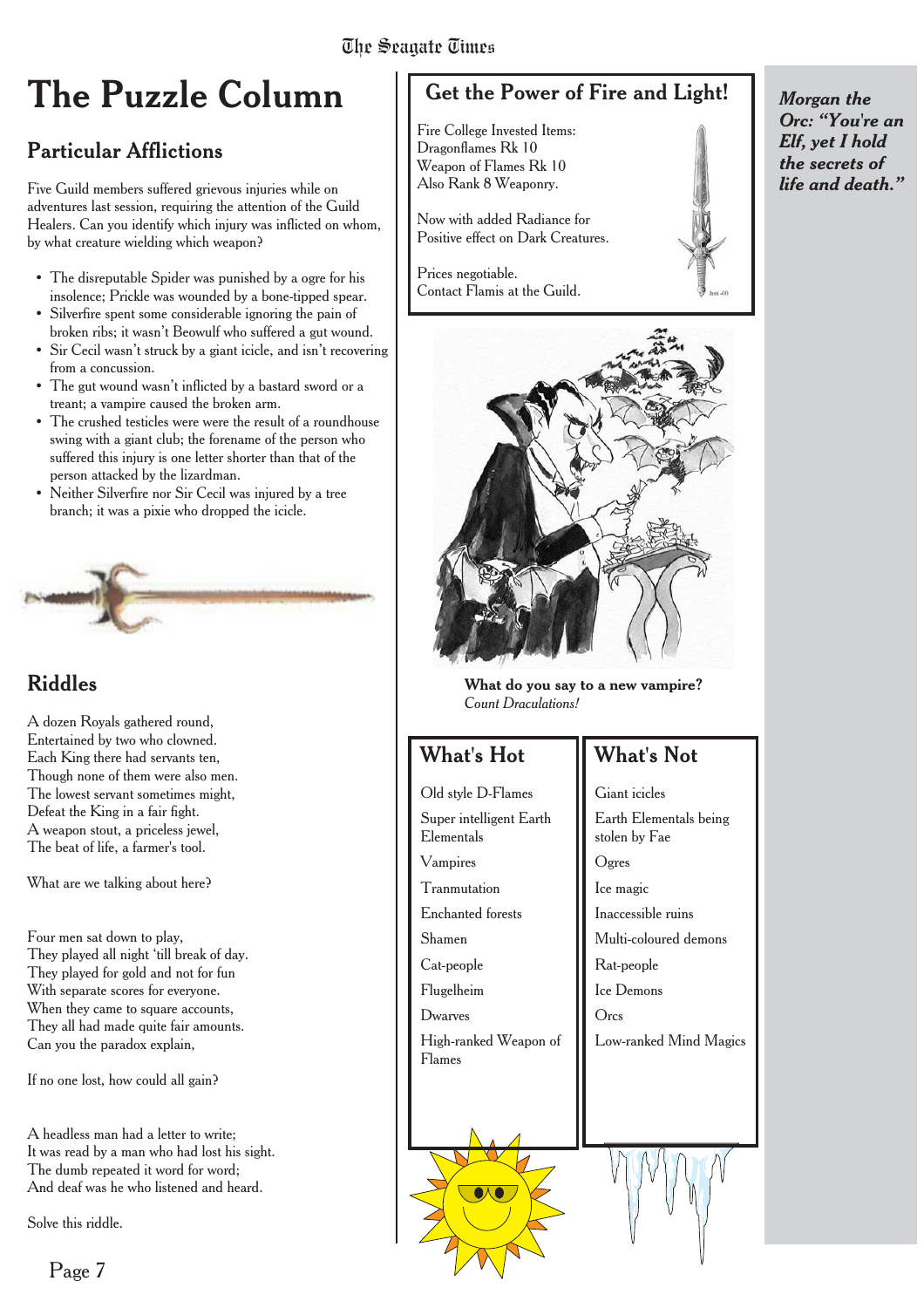# The Puzzle Column

## Particular Afflictions

Five Guild members suffered grievous injuries while on adventures last session, requiring the attention of the Guild Healers. Can you identify which injury was inflicted on whom, by what creature wielding which weapon?

- The disreputable Spider was punished by a ogre for his insolence; Prickle was wounded by a bone-tipped spear.
- Silverfire spent some considerable ignoring the pain of broken ribs; it wasn't Beowulf who suffered a gut wound.
- Sir Cecil wasn't struck by a giant icicle, and isn't recovering from a concussion.
- The gut wound wasn't inflicted by a bastard sword or a treant; a vampire caused the broken arm.
- The crushed testicles were were the result of a roundhouse swing with a giant club; the forename of the person who suffered this injury is one letter shorter than that of the person attacked by the lizardman.
- Neither Silverfire nor Sir Cecil was injured by a tree branch; it was a pixie who dropped the icicle.

## Riddles

A dozen Royals gathered round,
Entertained by two who clowned.
Each King there had servants ten,
Though none of them were also men.
The lowest servant sometimes might,
Defeat the King in a fair fight.
A weapon stout, a priceless jewel,
The beat of life, a farmer's tool.

What are we talking about here?

Four men sat down to play,
They played all night 'till break of day.
They played for gold and not for fun
With separate scores for everyone.
When they came to square accounts,
They all had made quite fair amounts.
Can you the paradox explain,

If no one lost, how could all gain?

A headless man had a letter to write;
It was read by a man who had lost his sight.
The dumb repeated it word for word;
And deaf was he who listened and heard.

Solve this riddle.

## Get the Power of Fire and Light!

Fire College Invested Items:
Dragonflames Rk 10
Weapon of Flames Rk 10
Also Rank 8 Weaponry.

Now with added Radiance for
Positive effect on Dark Creatures.

Prices negotiable.
Contact Flamis at the Guild.

**What do you say to a new vampire?**
*Count Draculations!*

## What's Hot

Old style D-Flames
Super intelligent Earth Elementals
Vampires
Tranmutation
Enchanted forests
Shamen
Cat-people
Flugelheim
Dwarves
High-ranked Weapon of Flames

## What's Not

Giant icicles
Earth Elementals being stolen by Fae
Ogres
Ice magic
Inaccessible ruins
Multi-coloured demons
Rat-people
Ice Demons
Orcs
Low-ranked Mind Magics

***Morgan the Orc: "You're an Elf, yet I hold the secrets of life and death."***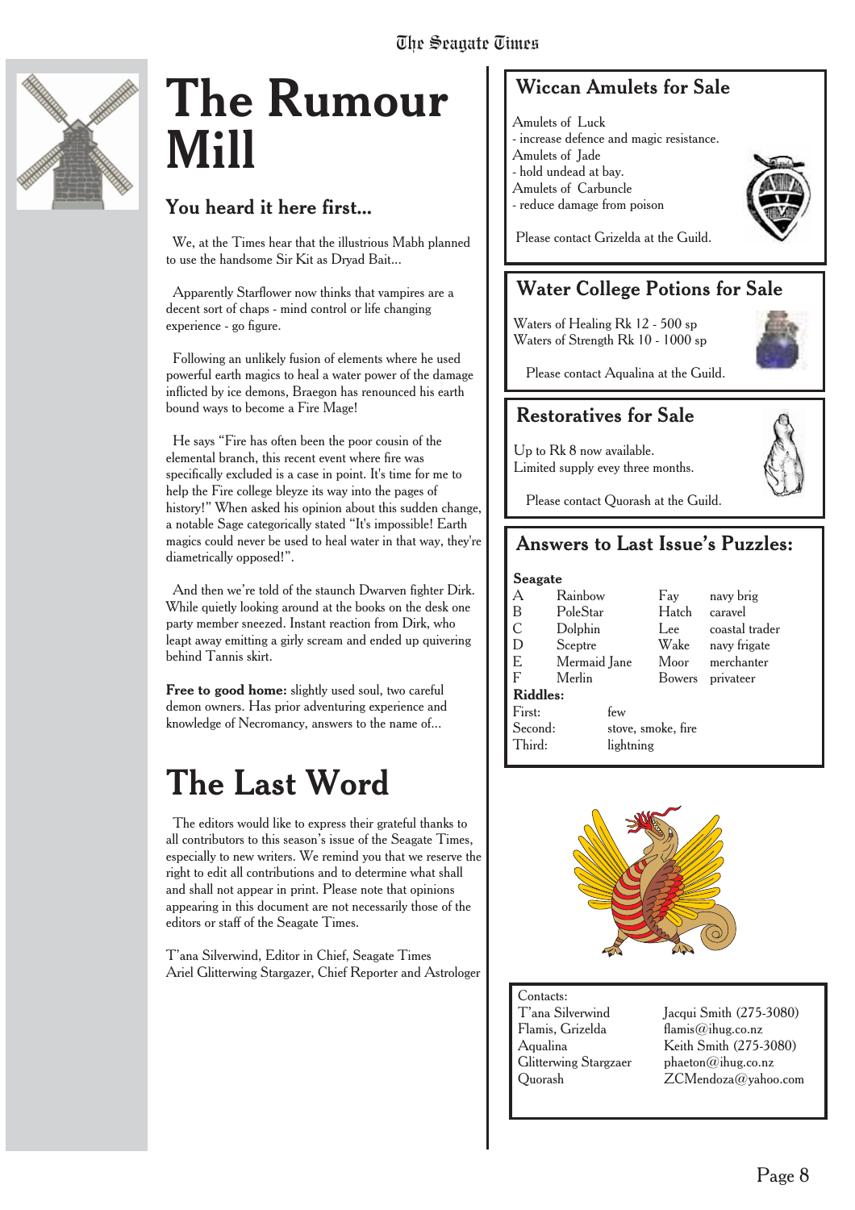# The Rumour Mill

## You heard it here first...

We, at the Times hear that the illustrious Mabh planned to use the handsome Sir Kit as Dryad Bait...

Apparently Starflower now thinks that vampires are a decent sort of chaps - mind control or life changing experience - go figure.

Following an unlikely fusion of elements where he used powerful earth magics to heal a water power of the damage inflicted by ice demons, Braegon has renounced his earth bound ways to become a Fire Mage!

He says "Fire has often been the poor cousin of the elemental branch, this recent event where fire was specifically excluded is a case in point. It's time for me to help the Fire college bleyze its way into the pages of history!" When asked his opinion about this sudden change, a notable Sage categorically stated "It's impossible! Earth magics could never be used to heal water in that way, they're diametrically opposed!".

And then we're told of the staunch Dwarven fighter Dirk. While quietly looking around at the books on the desk one party member sneezed. Instant reaction from Dirk, who leapt away emitting a girly scream and ended up quivering behind Tannis skirt.

**Free to good home:** slightly used soul, two careful demon owners. Has prior adventuring experience and knowledge of Necromancy, answers to the name of...

# The Last Word

The editors would like to express their grateful thanks to all contributors to this season's issue of the Seagate Times, especially to new writers. We remind you that we reserve the right to edit all contributions and to determine what shall and shall not appear in print. Please note that opinions appearing in this document are not necessarily those of the editors or staff of the Seagate Times.

T'ana Silverwind, Editor in Chief, Seagate Times
Ariel Glitterwing Stargazer, Chief Reporter and Astrologer

## Wiccan Amulets for Sale

Amulets of Luck
- increase defence and magic resistance.

Amulets of Jade
- hold undead at bay.

Amulets of Carbuncle
- reduce damage from poison

Please contact Grizelda at the Guild.

## Water College Potions for Sale

Waters of Healing Rk 12 - 500 sp
Waters of Strength Rk 10 - 1000 sp

Please contact Aqualina at the Guild.

## Restoratives for Sale

Up to Rk 8 now available.
Limited supply evey three months.

Please contact Quorash at the Guild.

## Answers to Last Issue's Puzzles:

**Seagate**

| | | | |
|---|---|---|---|
| A | Rainbow | Fay | navy brig |
| B | PoleStar | Hatch | caravel |
| C | Dolphin | Lee | coastal trader |
| D | Sceptre | Wake | navy frigate |
| E | Mermaid Jane | Moor | merchanter |
| F | Merlin | Bowers | privateer |

**Riddles:**

| | |
|---|---|
| First: | few |
| Second: | stove, smoke, fire |
| Third: | lightning |

Contacts:

| | |
|---|---|
| T'ana Silverwind | Jacqui Smith (275-3080) |
| Flamis, Grizelda | flamis@ihug.co.nz |
| Aqualina | Keith Smith (275-3080) |
| Glitterwing Stargzaer | phaeton@ihug.co.nz |
| Quorash | ZCMendoza@yahoo.com |